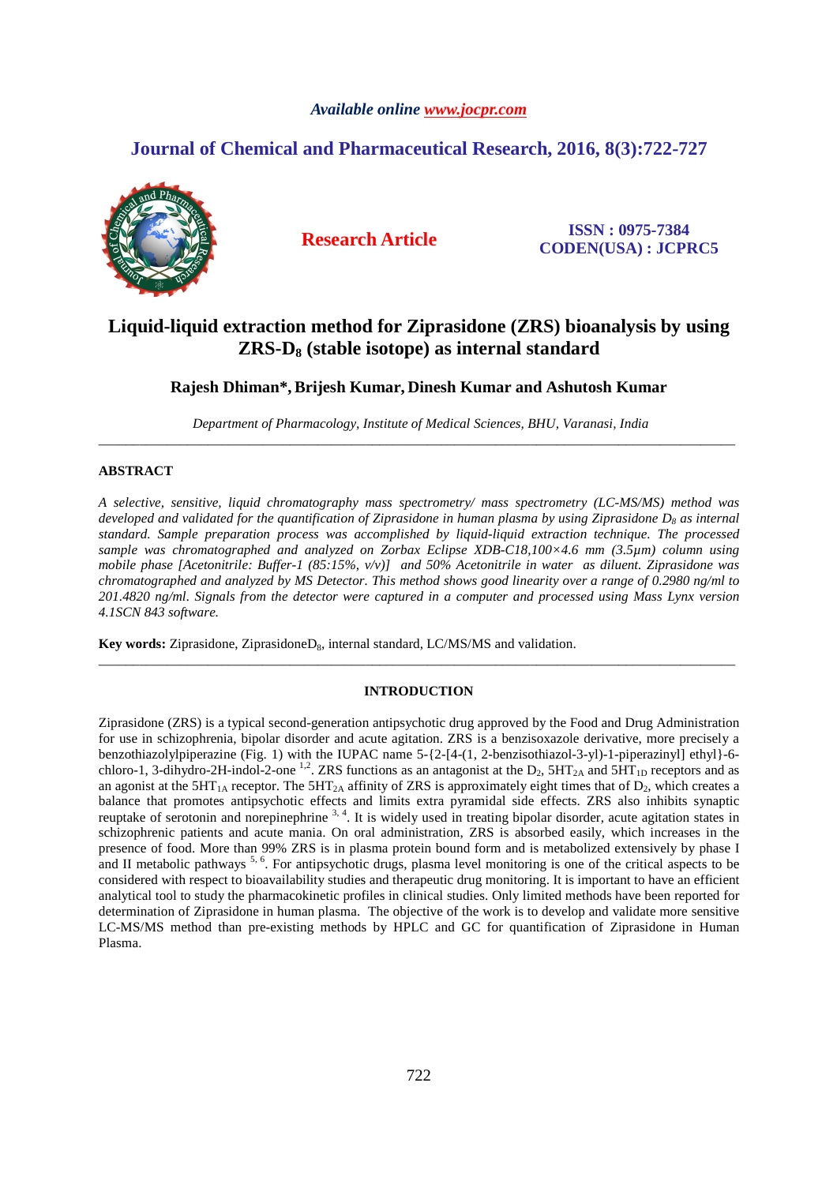# Liquid-liquid extraction method for Ziprasidone (ZRS) bioanalysis by using ZRS-$D_8$ (stable isotope) as internal standard

**Rajesh Dhiman\*, Brijesh Kumar, Dinesh Kumar and Ashutosh Kumar**

*Department of Pharmacology, Institute of Medical Sciences, BHU, Varanasi, India*

---

## ABSTRACT

*A selective, sensitive, liquid chromatography mass spectrometry/ mass spectrometry (LC-MS/MS) method was developed and validated for the quantification of Ziprasidone in human plasma by using Ziprasidone $D_8$ as internal standard. Sample preparation process was accomplished by liquid-liquid extraction technique. The processed sample was chromatographed and analyzed on Zorbax Eclipse XDB-C18,100×4.6 mm (3.5µm) column using mobile phase [Acetonitrile: Buffer-1 (85:15%, v/v)] and 50% Acetonitrile in water as diluent. Ziprasidone was chromatographed and analyzed by MS Detector. This method shows good linearity over a range of 0.2980 ng/ml to 201.4820 ng/ml. Signals from the detector were captured in a computer and processed using Mass Lynx version 4.1SCN 843 software.*

**Key words:** Ziprasidone, Ziprasidone$D_8$, internal standard, LC/MS/MS and validation.

---

## INTRODUCTION

Ziprasidone (ZRS) is a typical second-generation antipsychotic drug approved by the Food and Drug Administration for use in schizophrenia, bipolar disorder and acute agitation. ZRS is a benzisoxazole derivative, more precisely a benzothiazolylpiperazine (Fig. 1) with the IUPAC name 5-{2-[4-(1, 2-benzisothiazol-3-yl)-1-piperazinyl] ethyl}-6-chloro-1, 3-dihydro-2H-indol-2-one [1,2]. ZRS functions as an antagonist at the $D_2$, $5HT_{2A}$ and $5HT_{1D}$ receptors and as an agonist at the $5HT_{1A}$ receptor. The $5HT_{2A}$ affinity of ZRS is approximately eight times that of $D_2$, which creates a balance that promotes antipsychotic effects and limits extra pyramidal side effects. ZRS also inhibits synaptic reuptake of serotonin and norepinephrine [3, 4]. It is widely used in treating bipolar disorder, acute agitation states in schizophrenic patients and acute mania. On oral administration, ZRS is absorbed easily, which increases in the presence of food. More than 99% ZRS is in plasma protein bound form and is metabolized extensively by phase I and II metabolic pathways [5, 6]. For antipsychotic drugs, plasma level monitoring is one of the critical aspects to be considered with respect to bioavailability studies and therapeutic drug monitoring. It is important to have an efficient analytical tool to study the pharmacokinetic profiles in clinical studies. Only limited methods have been reported for determination of Ziprasidone in human plasma. The objective of the work is to develop and validate more sensitive LC-MS/MS method than pre-existing methods by HPLC and GC for quantification of Ziprasidone in Human Plasma.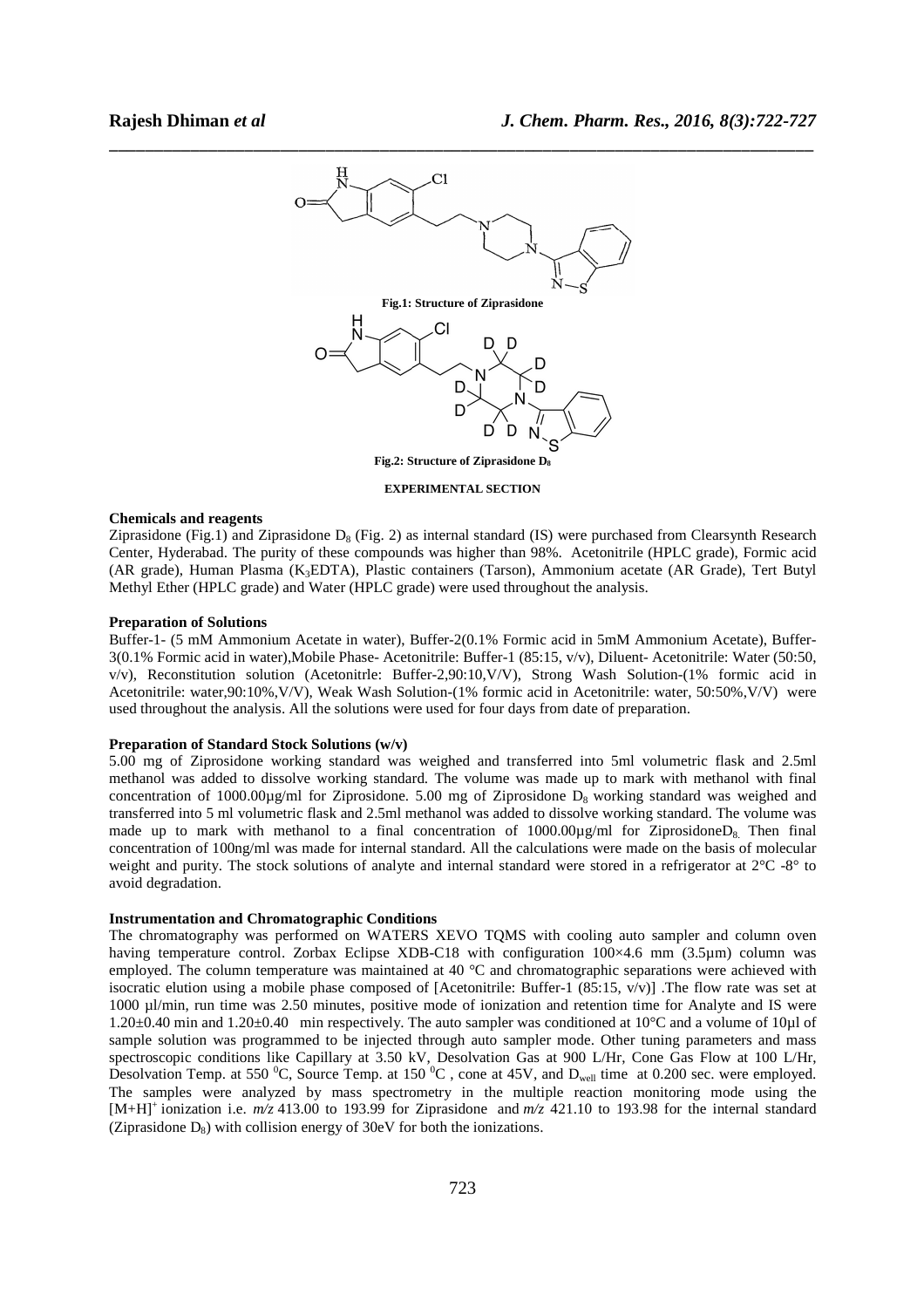Fig.1: Structure of Ziprasidone

Fig.2: Structure of Ziprasidone $D_8$

**EXPERIMENTAL SECTION**

**Chemicals and reagents**

Ziprasidone (Fig.1) and Ziprasidone $D_8$ (Fig. 2) as internal standard (IS) were purchased from Clearsynth Research Center, Hyderabad. The purity of these compounds was higher than 98%. Acetonitrile (HPLC grade), Formic acid (AR grade), Human Plasma ($K_3$EDTA), Plastic containers (Tarson), Ammonium acetate (AR Grade), Tert Butyl Methyl Ether (HPLC grade) and Water (HPLC grade) were used throughout the analysis.

**Preparation of Solutions**

Buffer-1- (5 mM Ammonium Acetate in water), Buffer-2(0.1% Formic acid in 5mM Ammonium Acetate), Buffer-3(0.1% Formic acid in water),Mobile Phase- Acetonitrile: Buffer-1 (85:15, v/v), Diluent- Acetonitrile: Water (50:50, v/v), Reconstitution solution (Acetonitrle: Buffer-2,90:10,V/V), Strong Wash Solution-(1% formic acid in Acetonitrile: water,90:10%,V/V), Weak Wash Solution-(1% formic acid in Acetonitrile: water, 50:50%,V/V) were used throughout the analysis. All the solutions were used for four days from date of preparation.

**Preparation of Standard Stock Solutions (w/v)**

5.00 mg of Ziprosidone working standard was weighed and transferred into 5ml volumetric flask and 2.5ml methanol was added to dissolve working standard. The volume was made up to mark with methanol with final concentration of 1000.00µg/ml for Ziprosidone. 5.00 mg of Ziprosidone $D_8$ working standard was weighed and transferred into 5 ml volumetric flask and 2.5ml methanol was added to dissolve working standard. The volume was made up to mark with methanol to a final concentration of 1000.00µg/ml for Ziprosidone$D_8$. Then final concentration of 100ng/ml was made for internal standard. All the calculations were made on the basis of molecular weight and purity. The stock solutions of analyte and internal standard were stored in a refrigerator at 2°C -8° to avoid degradation.

**Instrumentation and Chromatographic Conditions**

The chromatography was performed on WATERS XEVO TQMS with cooling auto sampler and column oven having temperature control. Zorbax Eclipse XDB-C18 with configuration 100×4.6 mm (3.5µm) column was employed. The column temperature was maintained at 40 °C and chromatographic separations were achieved with isocratic elution using a mobile phase composed of [Acetonitrile: Buffer-1 (85:15, v/v)] .The flow rate was set at 1000 µl/min, run time was 2.50 minutes, positive mode of ionization and retention time for Analyte and IS were 1.20±0.40 min and 1.20±0.40 min respectively. The auto sampler was conditioned at 10°C and a volume of 10µl of sample solution was programmed to be injected through auto sampler mode. Other tuning parameters and mass spectroscopic conditions like Capillary at 3.50 kV, Desolvation Gas at 900 L/Hr, Cone Gas Flow at 100 L/Hr, Desolvation Temp. at 550 $^0$C, Source Temp. at 150 $^0$C , cone at 45V, and $D_{well}$ time at 0.200 sec. were employed. The samples were analyzed by mass spectrometry in the multiple reaction monitoring mode using the $[M+H]^+$ ionization i.e. *m/z* 413.00 to 193.99 for Ziprasidone and *m/z* 421.10 to 193.98 for the internal standard (Ziprasidone $D_8$) with collision energy of 30eV for both the ionizations.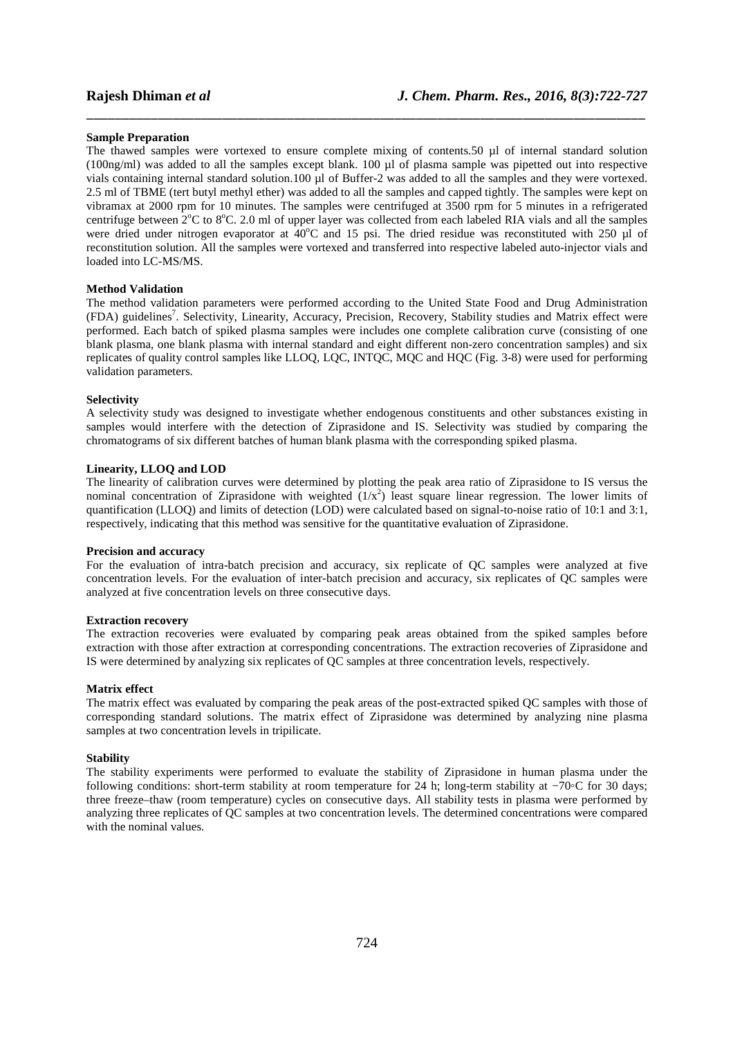**Sample Preparation**

The thawed samples were vortexed to ensure complete mixing of contents.50 µl of internal standard solution (100ng/ml) was added to all the samples except blank. 100 µl of plasma sample was pipetted out into respective vials containing internal standard solution.100 µl of Buffer-2 was added to all the samples and they were vortexed. 2.5 ml of TBME (tert butyl methyl ether) was added to all the samples and capped tightly. The samples were kept on vibramax at 2000 rpm for 10 minutes. The samples were centrifuged at 3500 rpm for 5 minutes in a refrigerated centrifuge between 2°C to 8°C. 2.0 ml of upper layer was collected from each labeled RIA vials and all the samples were dried under nitrogen evaporator at 40°C and 15 psi. The dried residue was reconstituted with 250 µl of reconstitution solution. All the samples were vortexed and transferred into respective labeled auto-injector vials and loaded into LC-MS/MS.

**Method Validation**

The method validation parameters were performed according to the United State Food and Drug Administration (FDA) guidelines[7]. Selectivity, Linearity, Accuracy, Precision, Recovery, Stability studies and Matrix effect were performed. Each batch of spiked plasma samples were includes one complete calibration curve (consisting of one blank plasma, one blank plasma with internal standard and eight different non-zero concentration samples) and six replicates of quality control samples like LLOQ, LQC, INTQC, MQC and HQC (Fig. 3-8) were used for performing validation parameters.

**Selectivity**

A selectivity study was designed to investigate whether endogenous constituents and other substances existing in samples would interfere with the detection of Ziprasidone and IS. Selectivity was studied by comparing the chromatograms of six different batches of human blank plasma with the corresponding spiked plasma.

**Linearity, LLOQ and LOD**

The linearity of calibration curves were determined by plotting the peak area ratio of Ziprasidone to IS versus the nominal concentration of Ziprasidone with weighted ($1/x^2$) least square linear regression. The lower limits of quantification (LLOQ) and limits of detection (LOD) were calculated based on signal-to-noise ratio of 10:1 and 3:1, respectively, indicating that this method was sensitive for the quantitative evaluation of Ziprasidone.

**Precision and accuracy**

For the evaluation of intra-batch precision and accuracy, six replicate of QC samples were analyzed at five concentration levels. For the evaluation of inter-batch precision and accuracy, six replicates of QC samples were analyzed at five concentration levels on three consecutive days.

**Extraction recovery**

The extraction recoveries were evaluated by comparing peak areas obtained from the spiked samples before extraction with those after extraction at corresponding concentrations. The extraction recoveries of Ziprasidone and IS were determined by analyzing six replicates of QC samples at three concentration levels, respectively.

**Matrix effect**

The matrix effect was evaluated by comparing the peak areas of the post-extracted spiked QC samples with those of corresponding standard solutions. The matrix effect of Ziprasidone was determined by analyzing nine plasma samples at two concentration levels in tripilicate.

**Stability**

The stability experiments were performed to evaluate the stability of Ziprasidone in human plasma under the following conditions: short-term stability at room temperature for 24 h; long-term stability at −70◦C for 30 days; three freeze–thaw (room temperature) cycles on consecutive days. All stability tests in plasma were performed by analyzing three replicates of QC samples at two concentration levels. The determined concentrations were compared with the nominal values.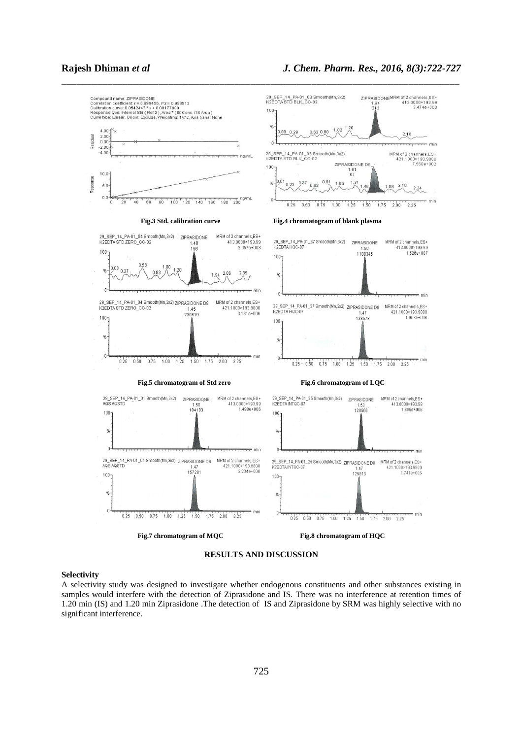Fig.3 Std. calibration curve

Fig.4 chromatogram of blank plasma

Fig.5 chromatogram of Std zero

Fig.6 chromatogram of LQC

Fig.7 chromatogram of MQC

Fig.8 chromatogram of HQC

## RESULTS AND DISCUSSION

### Selectivity

A selectivity study was designed to investigate whether endogenous constituents and other substances existing in samples would interfere with the detection of Ziprasidone and IS. There was no interference at retention times of 1.20 min (IS) and 1.20 min Ziprasidone .The detection of IS and Ziprasidone by SRM was highly selective with no significant interference.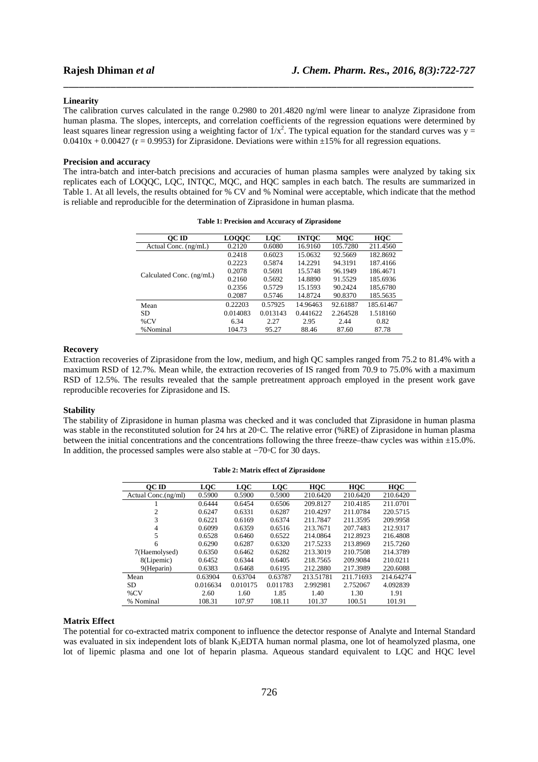### Linearity

The calibration curves calculated in the range 0.2980 to 201.4820 ng/ml were linear to analyze Ziprasidone from human plasma. The slopes, intercepts, and correlation coefficients of the regression equations were determined by least squares linear regression using a weighting factor of $1/x^2$. The typical equation for the standard curves was $y = 0.0410x + 0.00427$ ($r = 0.9953$) for Ziprasidone. Deviations were within ±15% for all regression equations.

### Precision and accuracy

The intra-batch and inter-batch precisions and accuracies of human plasma samples were analyzed by taking six replicates each of LOQQC, LQC, INTQC, MQC, and HQC samples in each batch. The results are summarized in Table 1. At all levels, the results obtained for % CV and % Nominal were acceptable, which indicate that the method is reliable and reproducible for the determination of Ziprasidone in human plasma.

**Table 1: Precision and Accuracy of Ziprasidone**

| QC ID | LOQQC | LQC | INTQC | MQC | HQC |
|---|---|---|---|---|---|
| Actual Conc. (ng/mL) | 0.2120 | 0.6080 | 16.9160 | 105.7280 | 211.4560 |
| Calculated Conc. (ng/mL) | 0.2418 | 0.6023 | 15.0632 | 92.5669 | 182.8692 |
| | 0.2223 | 0.5874 | 14.2291 | 94.3191 | 187.4166 |
| | 0.2078 | 0.5691 | 15.5748 | 96.1949 | 186.4671 |
| | 0.2160 | 0.5692 | 14.8890 | 91.5529 | 185.6936 |
| | 0.2356 | 0.5729 | 15.1593 | 90.2424 | 185,6780 |
| | 0.2087 | 0.5746 | 14.8724 | 90.8370 | 185.5635 |
| Mean | 0.22203 | 0.57925 | 14.96463 | 92.61887 | 185.61467 |
| SD | 0.014083 | 0.013143 | 0.441622 | 2.264528 | 1.518160 |
| %CV | 6.34 | 2.27 | 2.95 | 2.44 | 0.82 |
| %Nominal | 104.73 | 95.27 | 88.46 | 87.60 | 87.78 |

### Recovery

Extraction recoveries of Ziprasidone from the low, medium, and high QC samples ranged from 75.2 to 81.4% with a maximum RSD of 12.7%. Mean while, the extraction recoveries of IS ranged from 70.9 to 75.0% with a maximum RSD of 12.5%. The results revealed that the sample pretreatment approach employed in the present work gave reproducible recoveries for Ziprasidone and IS.

### Stability

The stability of Ziprasidone in human plasma was checked and it was concluded that Ziprasidone in human plasma was stable in the reconstituted solution for 24 hrs at 20◦C. The relative error (%RE) of Ziprasidone in human plasma between the initial concentrations and the concentrations following the three freeze–thaw cycles was within ±15.0%. In addition, the processed samples were also stable at −70◦C for 30 days.

**Table 2: Matrix effect of Ziprasidone**

| QC ID | LQC | LQC | LQC | HQC | HQC | HQC |
|---|---|---|---|---|---|---|
| Actual Conc.(ng/ml) | 0.5900 | 0.5900 | 0.5900 | 210.6420 | 210.6420 | 210.6420 |
| 1 | 0.6444 | 0.6454 | 0.6506 | 209.8127 | 210.4185 | 211.0701 |
| 2 | 0.6247 | 0.6331 | 0.6287 | 210.4297 | 211.0784 | 220.5715 |
| 3 | 0.6221 | 0.6169 | 0.6374 | 211.7847 | 211.3595 | 209.9958 |
| 4 | 0.6099 | 0.6359 | 0.6516 | 213.7671 | 207.7483 | 212.9317 |
| 5 | 0.6528 | 0.6460 | 0.6522 | 214.0864 | 212.8923 | 216.4808 |
| 6 | 0.6290 | 0.6287 | 0.6320 | 217.5233 | 213.8969 | 215.7260 |
| 7(Haemolysed) | 0.6350 | 0.6462 | 0.6282 | 213.3019 | 210.7508 | 214.3789 |
| 8(Lipemic) | 0.6452 | 0.6344 | 0.6405 | 218.7565 | 209.9084 | 210.0211 |
| 9(Heparin) | 0.6383 | 0.6468 | 0.6195 | 212.2880 | 217.3989 | 220.6088 |
| Mean | 0.63904 | 0.63704 | 0.63787 | 213.51781 | 211.71693 | 214.64274 |
| SD | 0.016634 | 0.010175 | 0.011783 | 2.992981 | 2.752067 | 4.092839 |
| %CV | 2.60 | 1.60 | 1.85 | 1.40 | 1.30 | 1.91 |
| % Nominal | 108.31 | 107.97 | 108.11 | 101.37 | 100.51 | 101.91 |

### Matrix Effect

The potential for co-extracted matrix component to influence the detector response of Analyte and Internal Standard was evaluated in six independent lots of blank $K_3EDTA$ human normal plasma, one lot of heamolyzed plasma, one lot of lipemic plasma and one lot of heparin plasma. Aqueous standard equivalent to LQC and HQC level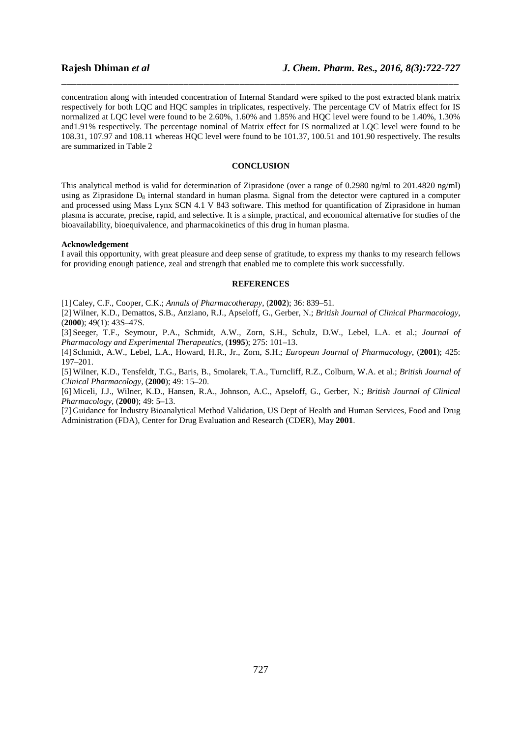concentration along with intended concentration of Internal Standard were spiked to the post extracted blank matrix respectively for both LQC and HQC samples in triplicates, respectively. The percentage CV of Matrix effect for IS normalized at LQC level were found to be 2.60%, 1.60% and 1.85% and HQC level were found to be 1.40%, 1.30% and1.91% respectively. The percentage nominal of Matrix effect for IS normalized at LQC level were found to be 108.31, 107.97 and 108.11 whereas HQC level were found to be 101.37, 100.51 and 101.90 respectively. The results are summarized in Table 2

## CONCLUSION

This analytical method is valid for determination of Ziprasidone (over a range of 0.2980 ng/ml to 201.4820 ng/ml) using as Ziprasidone $D_8$ internal standard in human plasma. Signal from the detector were captured in a computer and processed using Mass Lynx SCN 4.1 V 843 software. This method for quantification of Ziprasidone in human plasma is accurate, precise, rapid, and selective. It is a simple, practical, and economical alternative for studies of the bioavailability, bioequivalence, and pharmacokinetics of this drug in human plasma.

**Acknowledgement**

I avail this opportunity, with great pleasure and deep sense of gratitude, to express my thanks to my research fellows for providing enough patience, zeal and strength that enabled me to complete this work successfully.

## REFERENCES

[1] Caley, C.F., Cooper, C.K.; *Annals of Pharmacotherapy*, (**2002**); 36: 839–51.

[2] Wilner, K.D., Demattos, S.B., Anziano, R.J., Apseloff, G., Gerber, N.; *British Journal of Clinical Pharmacology*, (**2000**); 49(1): 43S–47S.

[3] Seeger, T.F., Seymour, P.A., Schmidt, A.W., Zorn, S.H., Schulz, D.W., Lebel, L.A. et al.; *Journal of Pharmacology and Experimental Therapeutics*, (**1995**); 275: 101–13.

[4] Schmidt, A.W., Lebel, L.A., Howard, H.R., Jr., Zorn, S.H.; *European Journal of Pharmacology*, (**2001**); 425: 197–201.

[5] Wilner, K.D., Tensfeldt, T.G., Baris, B., Smolarek, T.A., Turncliff, R.Z., Colburn, W.A. et al.; *British Journal of Clinical Pharmacology*, (**2000**); 49: 15–20.

[6] Miceli, J.J., Wilner, K.D., Hansen, R.A., Johnson, A.C., Apseloff, G., Gerber, N.; *British Journal of Clinical Pharmacology*, (**2000**); 49: 5–13.

[7] Guidance for Industry Bioanalytical Method Validation, US Dept of Health and Human Services, Food and Drug Administration (FDA), Center for Drug Evaluation and Research (CDER), May **2001**.